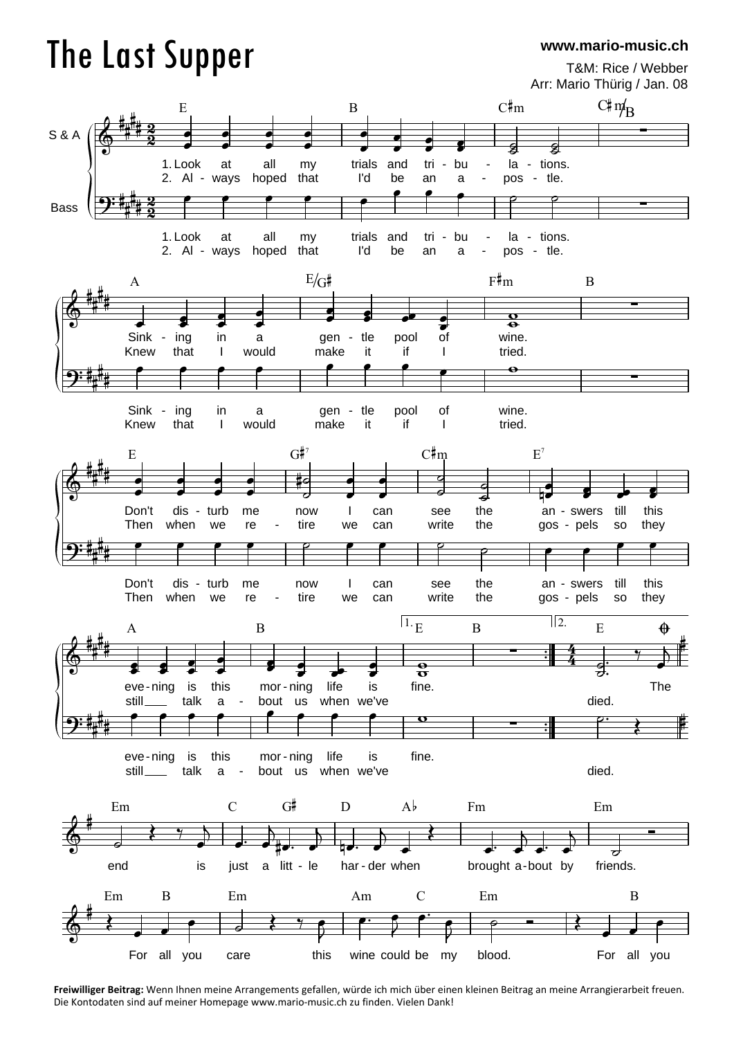# The Last Supper

www.mario-music.ch

T&M: Rice / Webber
Arr: Mario Thürig / Jan. 08

S & A

Bass

E B C♯m C♯m/B

1. Look at all my trials and tri - bu - la - tions.
2. Al - ways hoped that I'd be an a - pos - tle.

A E/G♯ F♯m B

Sink - ing in a gen - tle pool of wine.
Knew that I would make it if I tried.

E G♯7 C♯m E7

Don't dis - turb me now I can see the an - swers till this
Then when we re - tire we can write the gos - pels so they

A B 1. E B 2. E

eve - ning is this mor - ning life is fine. The
still ___ talk a - bout us when we've died.

Em C G♯ D A♭ Fm Em

end is just a litt - le har - der when brought a - bout by friends.

Em B Em Am C Em B

For all you care this wine could be my blood. For all you

**Freiwilliger Beitrag:** Wenn Ihnen meine Arrangements gefallen, würde ich mich über einen kleinen Beitrag an meine Arrangierarbeit freuen. Die Kontodaten sind auf meiner Homepage www.mario-music.ch zu finden. Vielen Dank!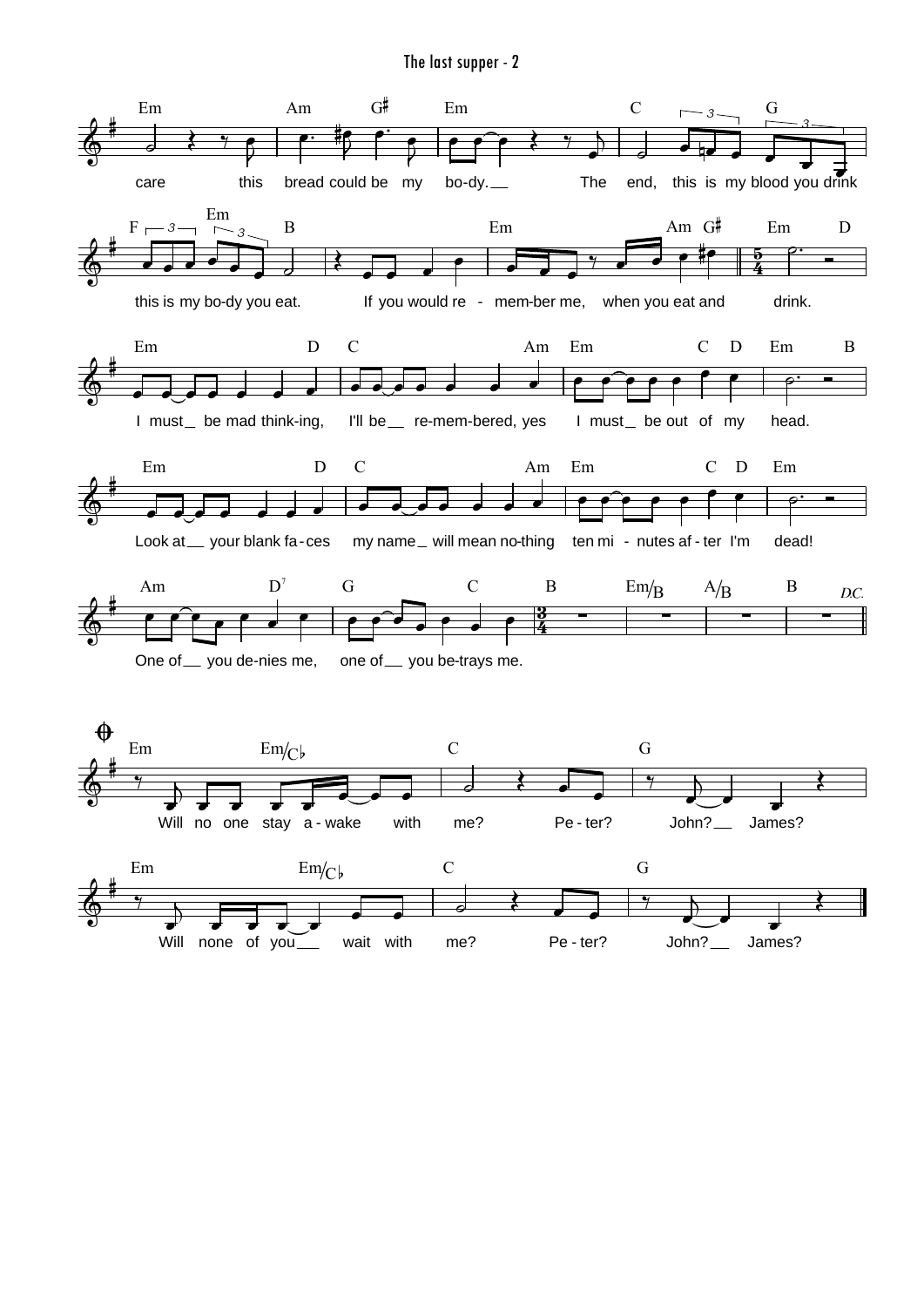The last supper - 2

Em Am G♯ Em C G

care this bread could be my bo-dy.__ The end, this is my blood you drink

F Em B Em Am G♯ Em D

this is my bo-dy you eat. If you would re - mem-ber me, when you eat and drink.

Em D C Am Em C D Em B

I must_ be mad think-ing, I'll be__ re-mem-bered, yes I must_ be out of my head.

Em D C Am Em C D Em

Look at__ your blank fa-ces my name_ will mean no-thing ten mi - nutes af - ter I'm dead!

Am D7 G C B Em/B A/B B D.C.

One of__ you de-nies me, one of__ you be-trays me.

Em Em/C♭ C G

Will no one stay a - wake with me? Pe - ter? John?__ James?

Em Em/C♭ C G

Will none of you__ wait with me? Pe - ter? John?__ James?